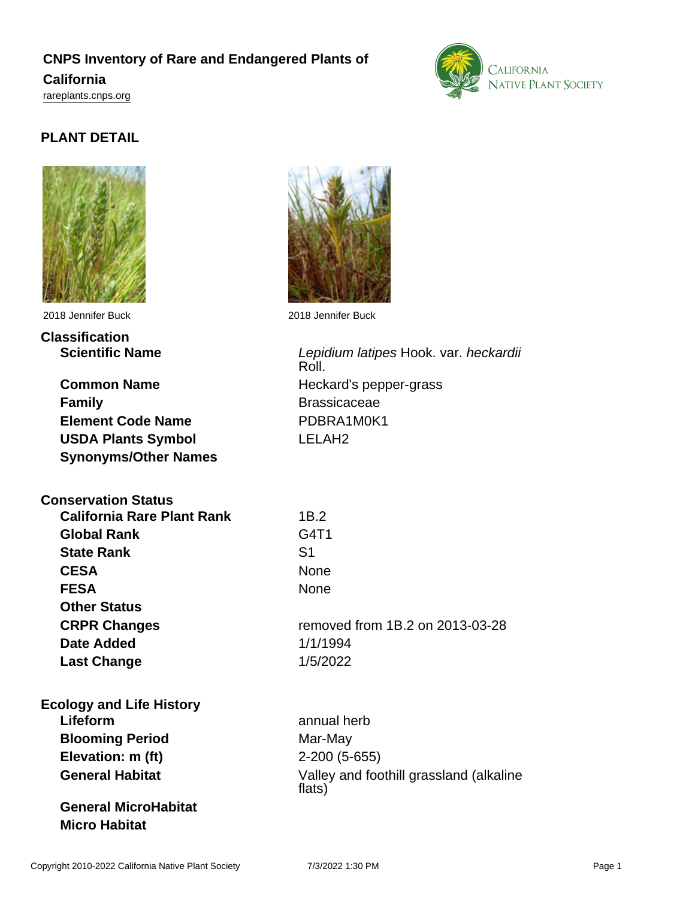# CNPS Inventory of Rare and Endangered Plants of California

rareplants.cnps.org

## PLANT DETAIL

2018 Jennifer Buck

2018 Jennifer Buck

### Classification

| | |
|---|---|
| **Scientific Name** | *Lepidium latipes* Hook. var. *heckardii* Roll. |
| **Common Name** | Heckard's pepper-grass |
| **Family** | Brassicaceae |
| **Element Code Name** | PDBRA1M0K1 |
| **USDA Plants Symbol** | LELAH2 |
| **Synonyms/Other Names** | |

### Conservation Status

| | |
|---|---|
| **California Rare Plant Rank** | 1B.2 |
| **Global Rank** | G4T1 |
| **State Rank** | S1 |
| **CESA** | None |
| **FESA** | None |
| **Other Status** | |
| **CRPR Changes** | removed from 1B.2 on 2013-03-28 |
| **Date Added** | 1/1/1994 |
| **Last Change** | 1/5/2022 |

### Ecology and Life History

| | |
|---|---|
| **Lifeform** | annual herb |
| **Blooming Period** | Mar-May |
| **Elevation: m (ft)** | 2-200 (5-655) |
| **General Habitat** | Valley and foothill grassland (alkaline flats) |
| **General MicroHabitat** | |
| **Micro Habitat** | |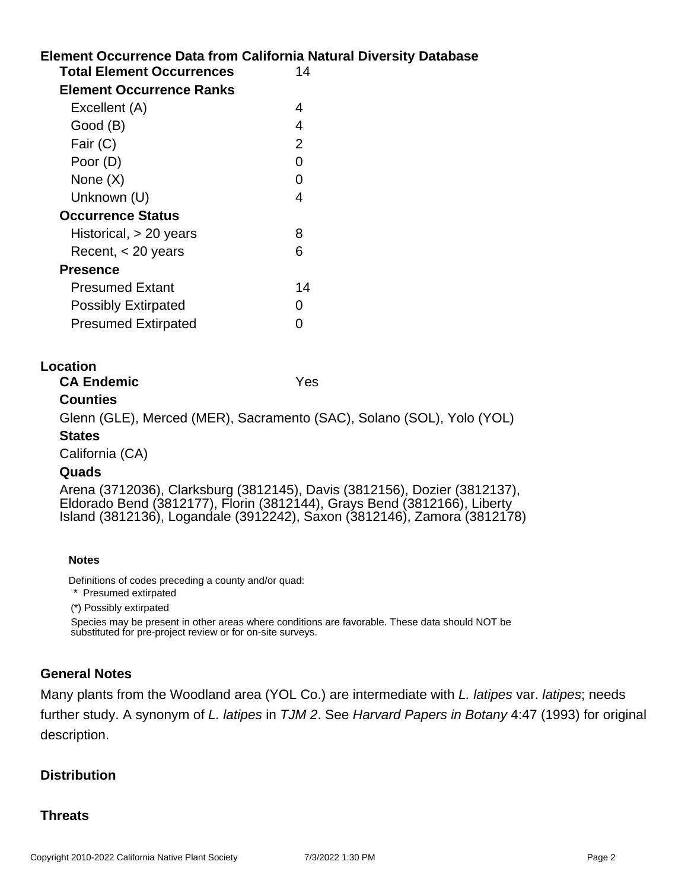## Element Occurrence Data from California Natural Diversity Database

| | |
|---|---|
| **Total Element Occurrences** | 14 |
| **Element Occurrence Ranks** | |
| Excellent (A) | 4 |
| Good (B) | 4 |
| Fair (C) | 2 |
| Poor (D) | 0 |
| None (X) | 0 |
| Unknown (U) | 4 |
| **Occurrence Status** | |
| Historical, > 20 years | 8 |
| Recent, < 20 years | 6 |
| **Presence** | |
| Presumed Extant | 14 |
| Possibly Extirpated | 0 |
| Presumed Extirpated | 0 |

## Location

**CA Endemic** Yes

### Counties

Glenn (GLE), Merced (MER), Sacramento (SAC), Solano (SOL), Yolo (YOL)

### States

California (CA)

### Quads

Arena (3712036), Clarksburg (3812145), Davis (3812156), Dozier (3812137), Eldorado Bend (3812177), Florin (3812144), Grays Bend (3812166), Liberty Island (3812136), Logandale (3912242), Saxon (3812146), Zamora (3812178)

#### Notes

Definitions of codes preceding a county and/or quad:

* Presumed extirpated

(*) Possibly extirpated

Species may be present in other areas where conditions are favorable. These data should NOT be substituted for pre-project review or for on-site surveys.

## General Notes

Many plants from the Woodland area (YOL Co.) are intermediate with *L. latipes* var. *latipes*; needs further study. A synonym of *L. latipes* in *TJM 2*. See *Harvard Papers in Botany* 4:47 (1993) for original description.

## Distribution

## Threats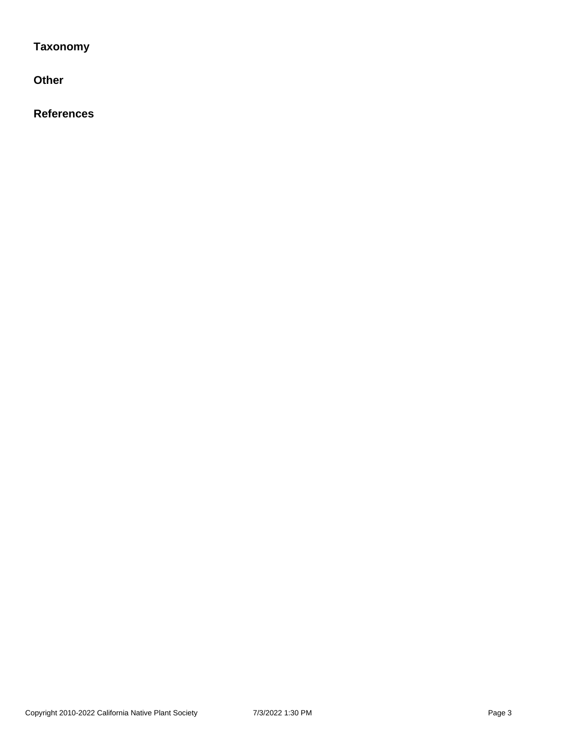## Taxonomy

## Other

## References